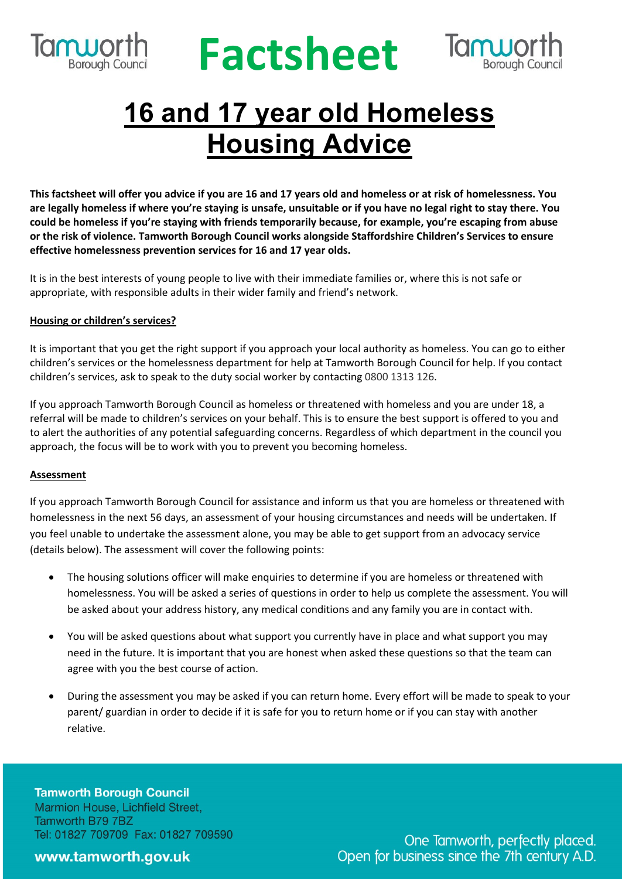# Factsheet

# 16 and 17 year old Homeless Housing Advice

**This factsheet will offer you advice if you are 16 and 17 years old and homeless or at risk of homelessness. You are legally homeless if where you're staying is unsafe, unsuitable or if you have no legal right to stay there. You could be homeless if you're staying with friends temporarily because, for example, you're escaping from abuse or the risk of violence. Tamworth Borough Council works alongside Staffordshire Children's Services to ensure effective homelessness prevention services for 16 and 17 year olds.**

It is in the best interests of young people to live with their immediate families or, where this is not safe or appropriate, with responsible adults in their wider family and friend's network.

## Housing or children's services?

It is important that you get the right support if you approach your local authority as homeless. You can go to either children's services or the homelessness department for help at Tamworth Borough Council for help. If you contact children's services, ask to speak to the duty social worker by contacting 0800 1313 126.

If you approach Tamworth Borough Council as homeless or threatened with homeless and you are under 18, a referral will be made to children's services on your behalf. This is to ensure the best support is offered to you and to alert the authorities of any potential safeguarding concerns. Regardless of which department in the council you approach, the focus will be to work with you to prevent you becoming homeless.

## Assessment

If you approach Tamworth Borough Council for assistance and inform us that you are homeless or threatened with homelessness in the next 56 days, an assessment of your housing circumstances and needs will be undertaken. If you feel unable to undertake the assessment alone, you may be able to get support from an advocacy service (details below). The assessment will cover the following points:

- The housing solutions officer will make enquiries to determine if you are homeless or threatened with homelessness. You will be asked a series of questions in order to help us complete the assessment. You will be asked about your address history, any medical conditions and any family you are in contact with.
- You will be asked questions about what support you currently have in place and what support you may need in the future. It is important that you are honest when asked these questions so that the team can agree with you the best course of action.
- During the assessment you may be asked if you can return home. Every effort will be made to speak to your parent/ guardian in order to decide if it is safe for you to return home or if you can stay with another relative.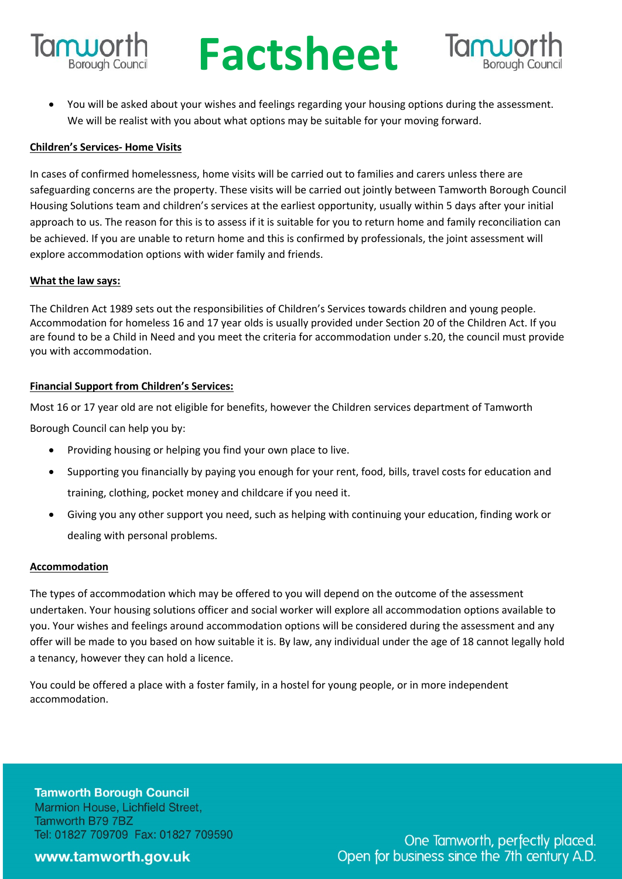- You will be asked about your wishes and feelings regarding your housing options during the assessment. We will be realist with you about what options may be suitable for your moving forward.

**Children's Services- Home Visits**

In cases of confirmed homelessness, home visits will be carried out to families and carers unless there are safeguarding concerns are the property. These visits will be carried out jointly between Tamworth Borough Council Housing Solutions team and children's services at the earliest opportunity, usually within 5 days after your initial approach to us. The reason for this is to assess if it is suitable for you to return home and family reconciliation can be achieved. If you are unable to return home and this is confirmed by professionals, the joint assessment will explore accommodation options with wider family and friends.

**What the law says:**

The Children Act 1989 sets out the responsibilities of Children's Services towards children and young people. Accommodation for homeless 16 and 17 year olds is usually provided under Section 20 of the Children Act. If you are found to be a Child in Need and you meet the criteria for accommodation under s.20, the council must provide you with accommodation.

**Financial Support from Children's Services:**

Most 16 or 17 year old are not eligible for benefits, however the Children services department of Tamworth Borough Council can help you by:

- Providing housing or helping you find your own place to live.
- Supporting you financially by paying you enough for your rent, food, bills, travel costs for education and training, clothing, pocket money and childcare if you need it.
- Giving you any other support you need, such as helping with continuing your education, finding work or dealing with personal problems.

**Accommodation**

The types of accommodation which may be offered to you will depend on the outcome of the assessment undertaken. Your housing solutions officer and social worker will explore all accommodation options available to you. Your wishes and feelings around accommodation options will be considered during the assessment and any offer will be made to you based on how suitable it is. By law, any individual under the age of 18 cannot legally hold a tenancy, however they can hold a licence.

You could be offered a place with a foster family, in a hostel for young people, or in more independent accommodation.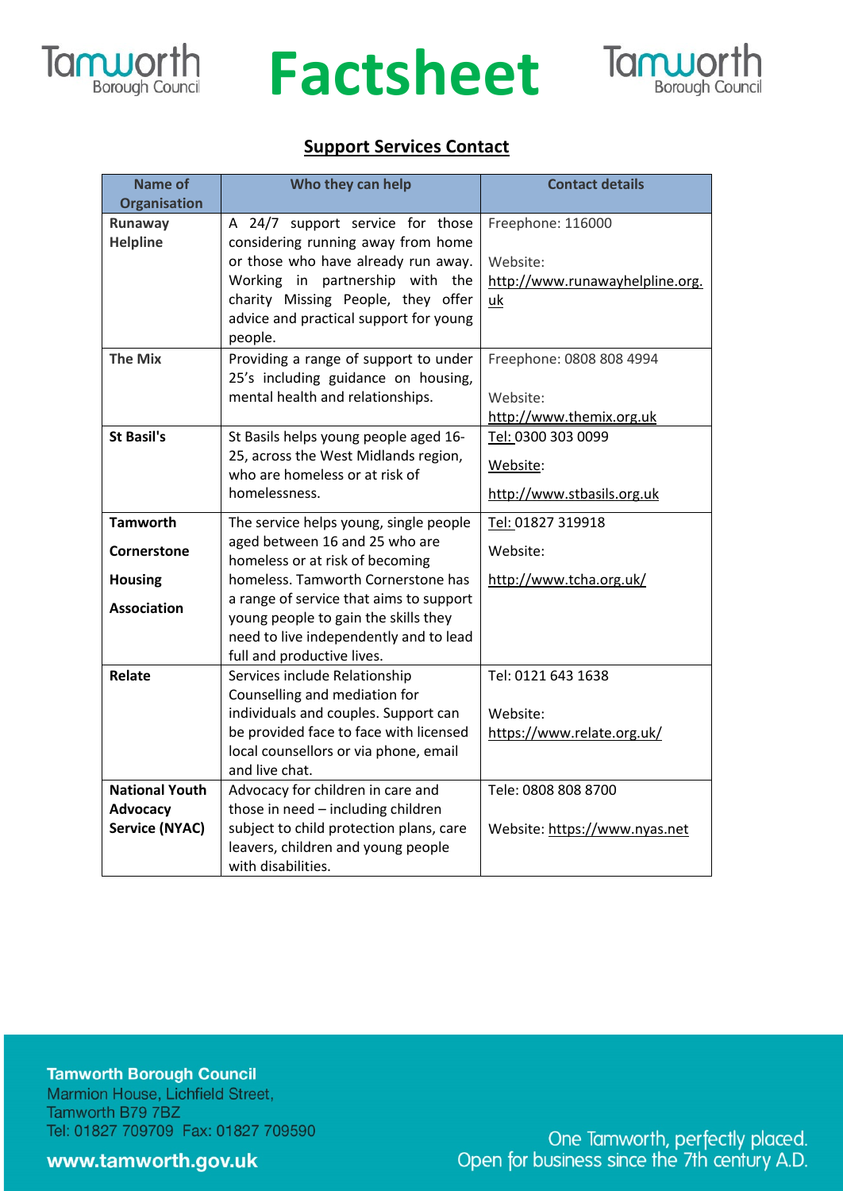# Factsheet

## Support Services Contact

| Name of Organisation | Who they can help | Contact details |
|---|---|---|
| **Runaway Helpline** | A 24/7 support service for those considering running away from home or those who have already run away. Working in partnership with the charity Missing People, they offer advice and practical support for young people. | Freephone: 116000<br><br>Website: http://www.runawayhelpline.org.uk |
| **The Mix** | Providing a range of support to under 25's including guidance on housing, mental health and relationships. | Freephone: 0808 808 4994<br><br>Website: http://www.themix.org.uk |
| **St Basil's** | St Basils helps young people aged 16-25, across the West Midlands region, who are homeless or at risk of homelessness. | Tel: 0300 303 0099<br><br>Website:<br><br>http://www.stbasils.org.uk |
| **Tamworth Cornerstone Housing Association** | The service helps young, single people aged between 16 and 25 who are homeless or at risk of becoming homeless. Tamworth Cornerstone has a range of service that aims to support young people to gain the skills they need to live independently and to lead full and productive lives. | Tel: 01827 319918<br><br>Website:<br><br>http://www.tcha.org.uk/ |
| **Relate** | Services include Relationship Counselling and mediation for individuals and couples. Support can be provided face to face with licensed local counsellors or via phone, email and live chat. | Tel: 0121 643 1638<br><br>Website: https://www.relate.org.uk/ |
| **National Youth Advocacy Service (NYAC)** | Advocacy for children in care and those in need – including children subject to child protection plans, care leavers, children and young people with disabilities. | Tele: 0808 808 8700<br><br>Website: https://www.nyas.net |

**Tamworth Borough Council**
Marmion House, Lichfield Street,
Tamworth B79 7BZ
Tel: 01827 709709 Fax: 01827 709590

**www.tamworth.gov.uk**

One Tamworth, perfectly placed.
Open for business since the 7th century A.D.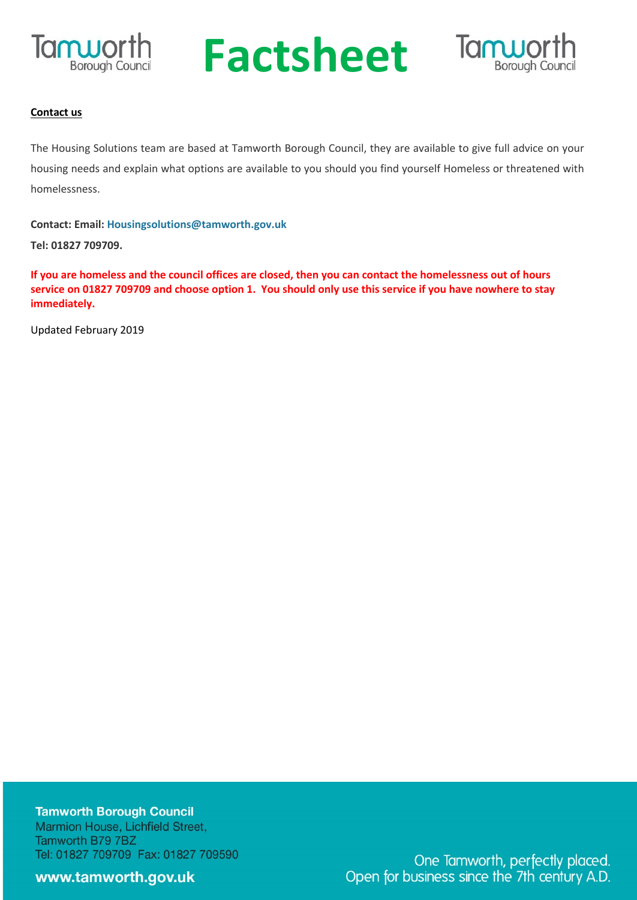**Contact us**

The Housing Solutions team are based at Tamworth Borough Council, they are available to give full advice on your housing needs and explain what options are available to you should you find yourself Homeless or threatened with homelessness.

**Contact: Email: Housingsolutions@tamworth.gov.uk**

**Tel: 01827 709709.**

**If you are homeless and the council offices are closed, then you can contact the homelessness out of hours service on 01827 709709 and choose option 1. You should only use this service if you have nowhere to stay immediately.**

Updated February 2019